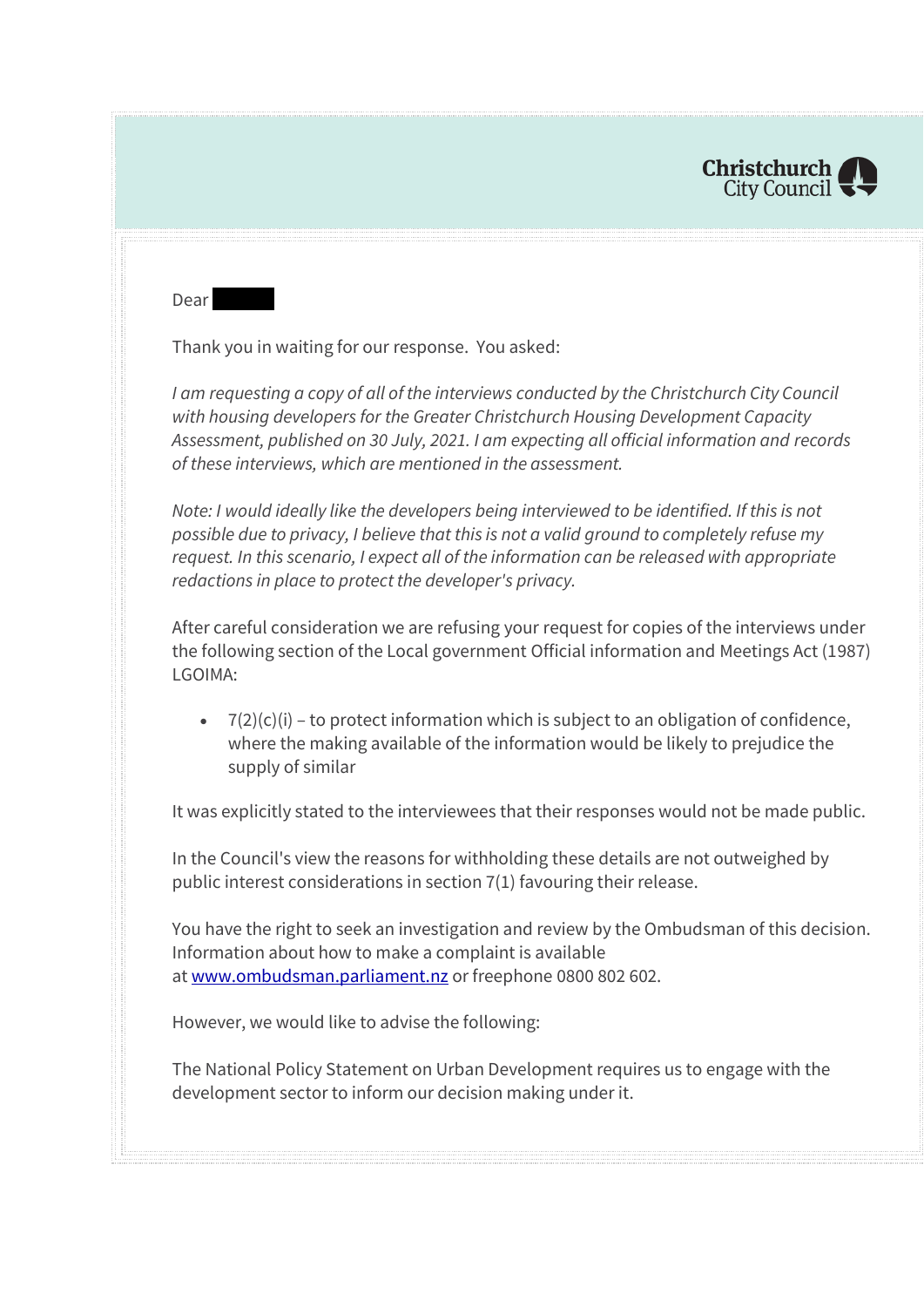Christchurch City Council

Dear

Thank you in waiting for our response. You asked:

*I am requesting a copy of all of the interviews conducted by the Christchurch City Council with housing developers for the Greater Christchurch Housing Development Capacity Assessment, published on 30 July, 2021. I am expecting all official information and records of these interviews, which are mentioned in the assessment.*

*Note: I would ideally like the developers being interviewed to be identified. If this is not possible due to privacy, I believe that this is not a valid ground to completely refuse my request. In this scenario, I expect all of the information can be released with appropriate redactions in place to protect the developer's privacy.*

After careful consideration we are refusing your request for copies of the interviews under the following section of the Local government Official information and Meetings Act (1987) LGOIMA:

- 7(2)(c)(i) – to protect information which is subject to an obligation of confidence, where the making available of the information would be likely to prejudice the supply of similar

It was explicitly stated to the interviewees that their responses would not be made public.

In the Council's view the reasons for withholding these details are not outweighed by public interest considerations in section 7(1) favouring their release.

You have the right to seek an investigation and review by the Ombudsman of this decision. Information about how to make a complaint is available at [www.ombudsman.parliament.nz](www.ombudsman.parliament.nz) or freephone 0800 802 602.

However, we would like to advise the following:

The National Policy Statement on Urban Development requires us to engage with the development sector to inform our decision making under it.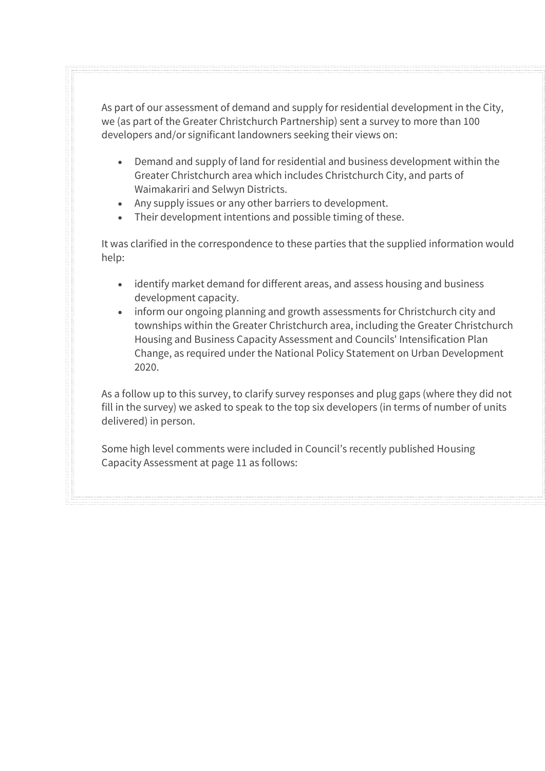As part of our assessment of demand and supply for residential development in the City, we (as part of the Greater Christchurch Partnership) sent a survey to more than 100 developers and/or significant landowners seeking their views on:

- Demand and supply of land for residential and business development within the Greater Christchurch area which includes Christchurch City, and parts of Waimakariri and Selwyn Districts.
- Any supply issues or any other barriers to development.
- Their development intentions and possible timing of these.

It was clarified in the correspondence to these parties that the supplied information would help:

- identify market demand for different areas, and assess housing and business development capacity.
- inform our ongoing planning and growth assessments for Christchurch city and townships within the Greater Christchurch area, including the Greater Christchurch Housing and Business Capacity Assessment and Councils' Intensification Plan Change, as required under the National Policy Statement on Urban Development 2020.

As a follow up to this survey, to clarify survey responses and plug gaps (where they did not fill in the survey) we asked to speak to the top six developers (in terms of number of units delivered) in person.

Some high level comments were included in Council's recently published Housing Capacity Assessment at page 11 as follows: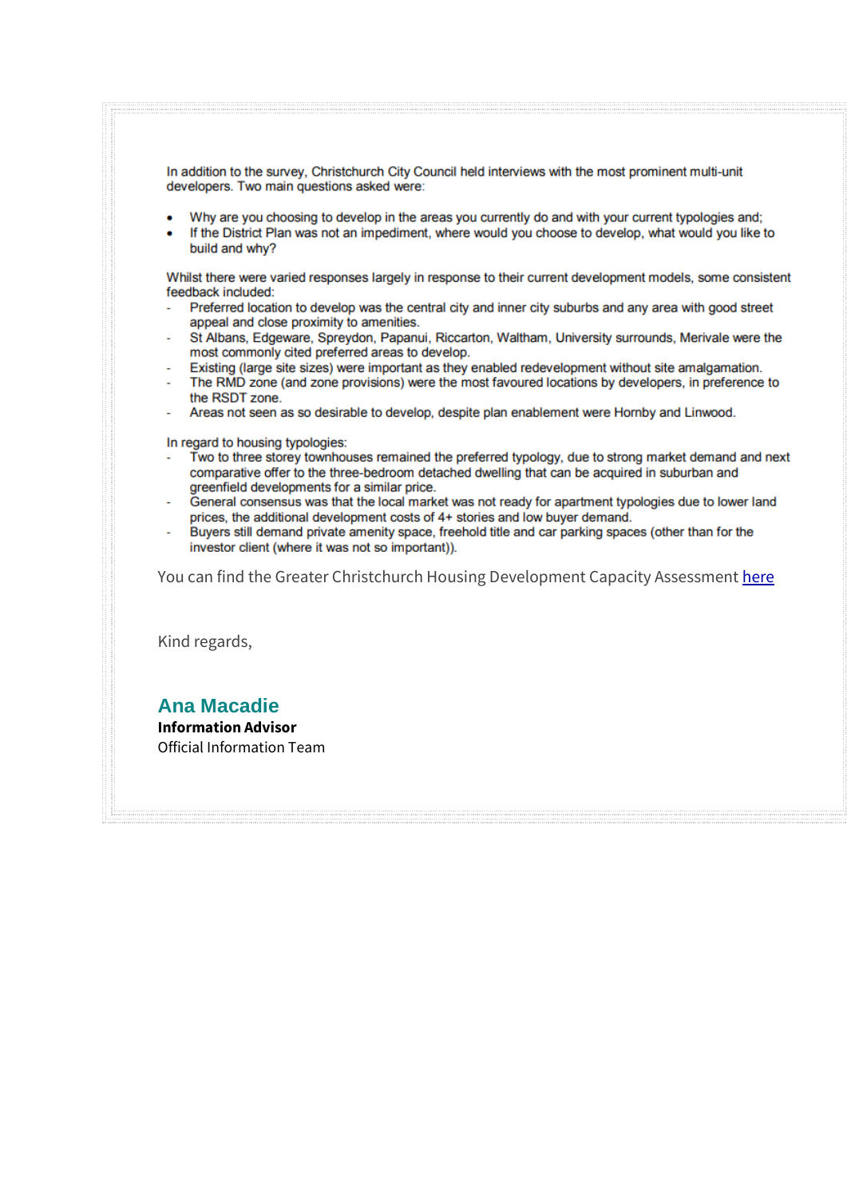In addition to the survey, Christchurch City Council held interviews with the most prominent multi-unit developers. Two main questions asked were:

- Why are you choosing to develop in the areas you currently do and with your current typologies and;
- If the District Plan was not an impediment, where would you choose to develop, what would you like to build and why?

Whilst there were varied responses largely in response to their current development models, some consistent feedback included:

- Preferred location to develop was the central city and inner city suburbs and any area with good street appeal and close proximity to amenities.
- St Albans, Edgeware, Spreydon, Papanui, Riccarton, Waltham, University surrounds, Merivale were the most commonly cited preferred areas to develop.
- Existing (large site sizes) were important as they enabled redevelopment without site amalgamation.
- The RMD zone (and zone provisions) were the most favoured locations by developers, in preference to the RSDT zone.
- Areas not seen as so desirable to develop, despite plan enablement were Hornby and Linwood.

In regard to housing typologies:

- Two to three storey townhouses remained the preferred typology, due to strong market demand and next comparative offer to the three-bedroom detached dwelling that can be acquired in suburban and greenfield developments for a similar price.
- General consensus was that the local market was not ready for apartment typologies due to lower land prices, the additional development costs of 4+ stories and low buyer demand.
- Buyers still demand private amenity space, freehold title and car parking spaces (other than for the investor client (where it was not so important)).

You can find the Greater Christchurch Housing Development Capacity Assessment here

Kind regards,

**Ana Macadie**
**Information Advisor**
Official Information Team